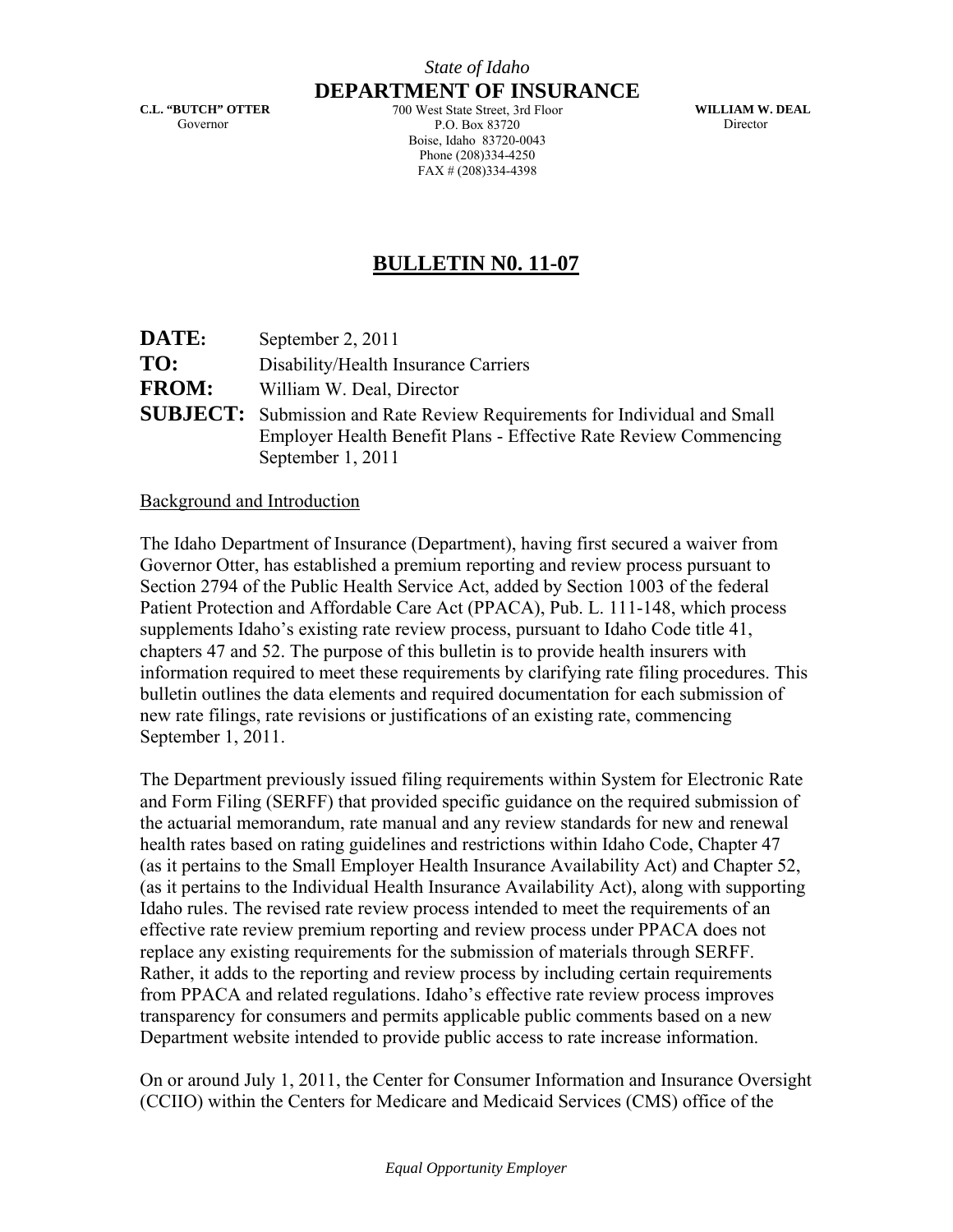*State of Idaho*

**DEPARTMENT OF INSURANCE**

**C.L. "BUTCH" OTTER**
Governor

700 West State Street, 3rd Floor
P.O. Box 83720
Boise, Idaho 83720-0043
Phone (208)334-4250
FAX # (208)334-4398

**WILLIAM W. DEAL**
Director

# BULLETIN N0. 11-07

**DATE:** September 2, 2011

**TO:** Disability/Health Insurance Carriers

**FROM:** William W. Deal, Director

**SUBJECT:** Submission and Rate Review Requirements for Individual and Small Employer Health Benefit Plans - Effective Rate Review Commencing September 1, 2011

## Background and Introduction

The Idaho Department of Insurance (Department), having first secured a waiver from Governor Otter, has established a premium reporting and review process pursuant to Section 2794 of the Public Health Service Act, added by Section 1003 of the federal Patient Protection and Affordable Care Act (PPACA), Pub. L. 111-148, which process supplements Idaho's existing rate review process, pursuant to Idaho Code title 41, chapters 47 and 52. The purpose of this bulletin is to provide health insurers with information required to meet these requirements by clarifying rate filing procedures. This bulletin outlines the data elements and required documentation for each submission of new rate filings, rate revisions or justifications of an existing rate, commencing September 1, 2011.

The Department previously issued filing requirements within System for Electronic Rate and Form Filing (SERFF) that provided specific guidance on the required submission of the actuarial memorandum, rate manual and any review standards for new and renewal health rates based on rating guidelines and restrictions within Idaho Code, Chapter 47 (as it pertains to the Small Employer Health Insurance Availability Act) and Chapter 52, (as it pertains to the Individual Health Insurance Availability Act), along with supporting Idaho rules. The revised rate review process intended to meet the requirements of an effective rate review premium reporting and review process under PPACA does not replace any existing requirements for the submission of materials through SERFF. Rather, it adds to the reporting and review process by including certain requirements from PPACA and related regulations. Idaho's effective rate review process improves transparency for consumers and permits applicable public comments based on a new Department website intended to provide public access to rate increase information.

On or around July 1, 2011, the Center for Consumer Information and Insurance Oversight (CCIIO) within the Centers for Medicare and Medicaid Services (CMS) office of the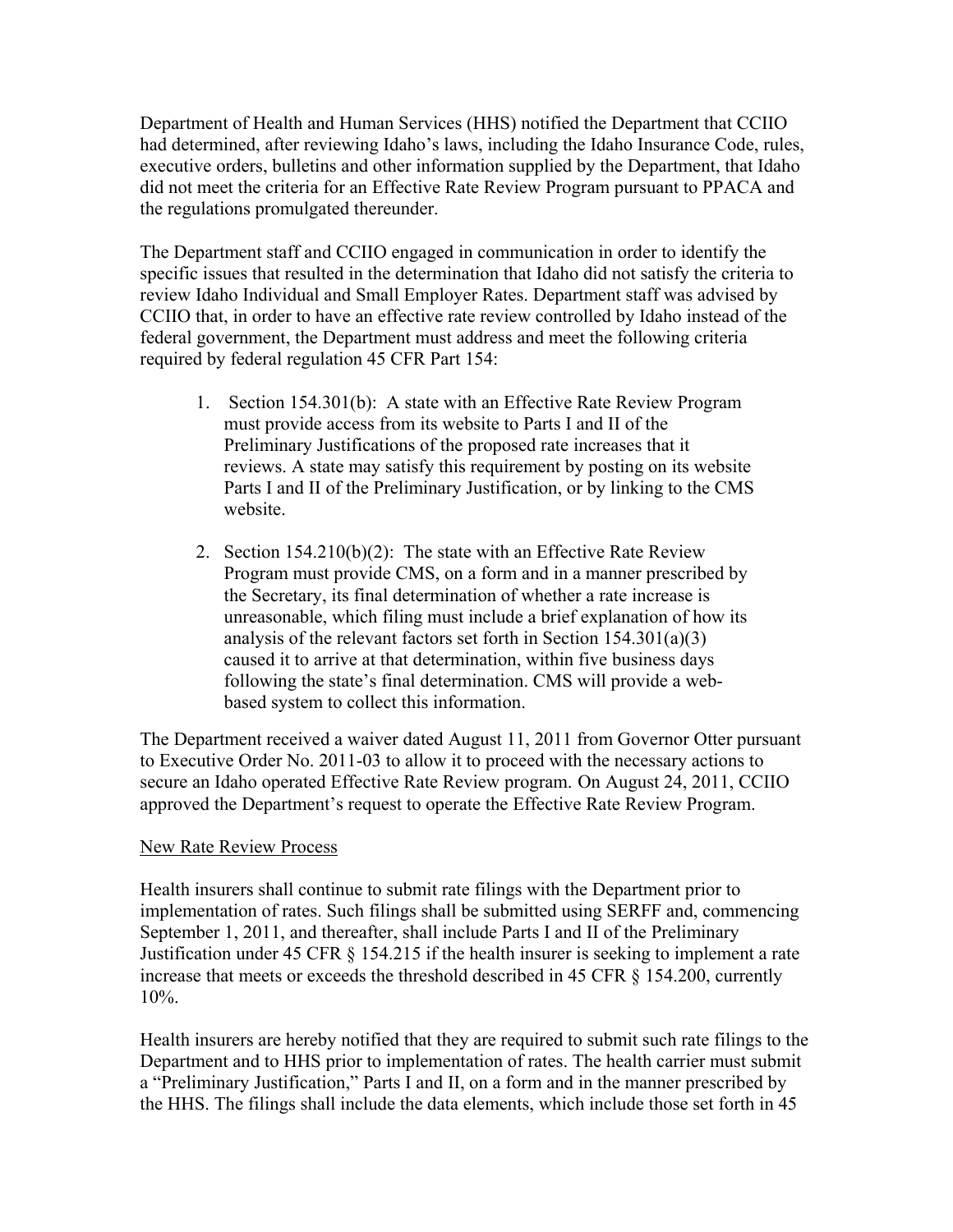Department of Health and Human Services (HHS) notified the Department that CCIIO had determined, after reviewing Idaho's laws, including the Idaho Insurance Code, rules, executive orders, bulletins and other information supplied by the Department, that Idaho did not meet the criteria for an Effective Rate Review Program pursuant to PPACA and the regulations promulgated thereunder.

The Department staff and CCIIO engaged in communication in order to identify the specific issues that resulted in the determination that Idaho did not satisfy the criteria to review Idaho Individual and Small Employer Rates. Department staff was advised by CCIIO that, in order to have an effective rate review controlled by Idaho instead of the federal government, the Department must address and meet the following criteria required by federal regulation 45 CFR Part 154:

1. Section 154.301(b): A state with an Effective Rate Review Program must provide access from its website to Parts I and II of the Preliminary Justifications of the proposed rate increases that it reviews. A state may satisfy this requirement by posting on its website Parts I and II of the Preliminary Justification, or by linking to the CMS website.

2. Section 154.210(b)(2): The state with an Effective Rate Review Program must provide CMS, on a form and in a manner prescribed by the Secretary, its final determination of whether a rate increase is unreasonable, which filing must include a brief explanation of how its analysis of the relevant factors set forth in Section 154.301(a)(3) caused it to arrive at that determination, within five business days following the state's final determination. CMS will provide a web-based system to collect this information.

The Department received a waiver dated August 11, 2011 from Governor Otter pursuant to Executive Order No. 2011-03 to allow it to proceed with the necessary actions to secure an Idaho operated Effective Rate Review program. On August 24, 2011, CCIIO approved the Department's request to operate the Effective Rate Review Program.

<u>New Rate Review Process</u>

Health insurers shall continue to submit rate filings with the Department prior to implementation of rates. Such filings shall be submitted using SERFF and, commencing September 1, 2011, and thereafter, shall include Parts I and II of the Preliminary Justification under 45 CFR § 154.215 if the health insurer is seeking to implement a rate increase that meets or exceeds the threshold described in 45 CFR § 154.200, currently 10%.

Health insurers are hereby notified that they are required to submit such rate filings to the Department and to HHS prior to implementation of rates. The health carrier must submit a "Preliminary Justification," Parts I and II, on a form and in the manner prescribed by the HHS. The filings shall include the data elements, which include those set forth in 45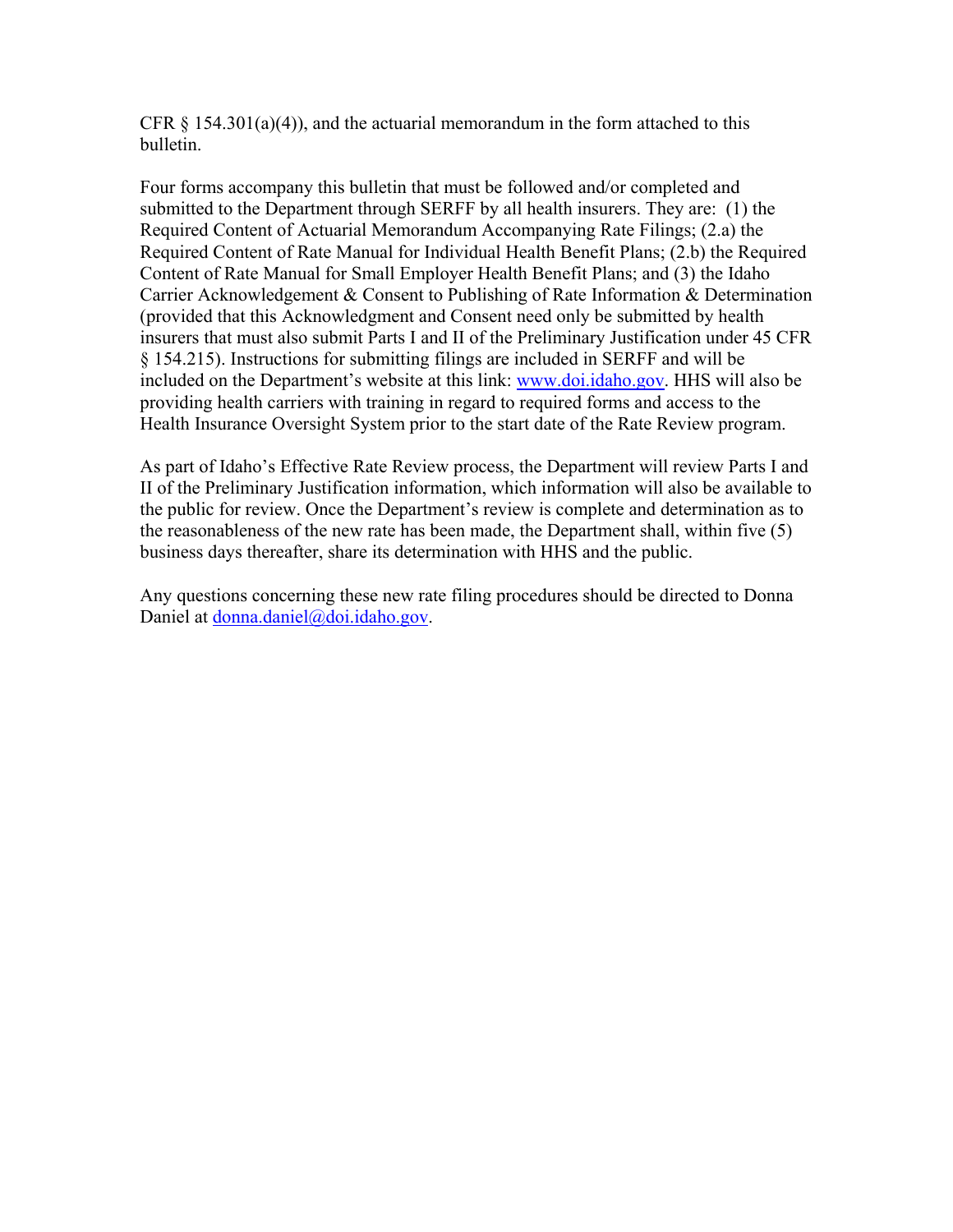CFR § 154.301(a)(4)), and the actuarial memorandum in the form attached to this bulletin.

Four forms accompany this bulletin that must be followed and/or completed and submitted to the Department through SERFF by all health insurers. They are: (1) the Required Content of Actuarial Memorandum Accompanying Rate Filings; (2.a) the Required Content of Rate Manual for Individual Health Benefit Plans; (2.b) the Required Content of Rate Manual for Small Employer Health Benefit Plans; and (3) the Idaho Carrier Acknowledgement & Consent to Publishing of Rate Information & Determination (provided that this Acknowledgment and Consent need only be submitted by health insurers that must also submit Parts I and II of the Preliminary Justification under 45 CFR § 154.215). Instructions for submitting filings are included in SERFF and will be included on the Department's website at this link: [www.doi.idaho.gov](http://www.doi.idaho.gov). HHS will also be providing health carriers with training in regard to required forms and access to the Health Insurance Oversight System prior to the start date of the Rate Review program.

As part of Idaho's Effective Rate Review process, the Department will review Parts I and II of the Preliminary Justification information, which information will also be available to the public for review. Once the Department's review is complete and determination as to the reasonableness of the new rate has been made, the Department shall, within five (5) business days thereafter, share its determination with HHS and the public.

Any questions concerning these new rate filing procedures should be directed to Donna Daniel at [donna.daniel@doi.idaho.gov](mailto:donna.daniel@doi.idaho.gov).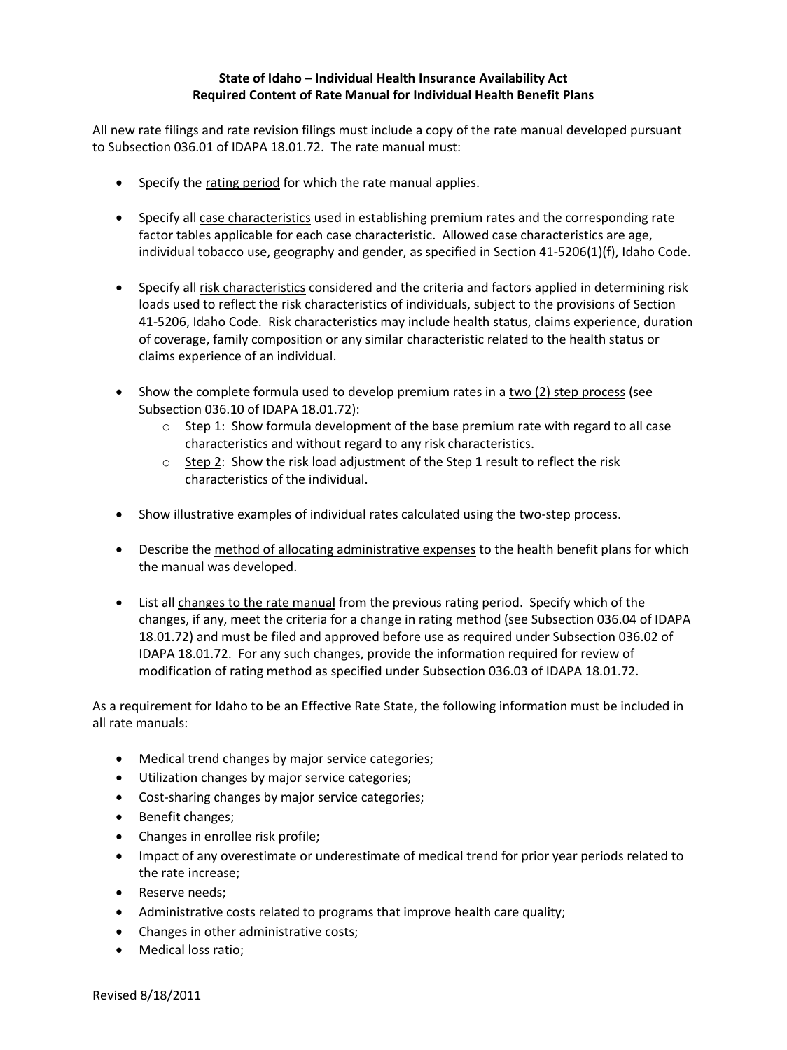**State of Idaho – Individual Health Insurance Availability Act**
**Required Content of Rate Manual for Individual Health Benefit Plans**

All new rate filings and rate revision filings must include a copy of the rate manual developed pursuant to Subsection 036.01 of IDAPA 18.01.72. The rate manual must:

- Specify the <u>rating period</u> for which the rate manual applies.
- Specify all <u>case characteristics</u> used in establishing premium rates and the corresponding rate factor tables applicable for each case characteristic. Allowed case characteristics are age, individual tobacco use, geography and gender, as specified in Section 41-5206(1)(f), Idaho Code.
- Specify all <u>risk characteristics</u> considered and the criteria and factors applied in determining risk loads used to reflect the risk characteristics of individuals, subject to the provisions of Section 41-5206, Idaho Code. Risk characteristics may include health status, claims experience, duration of coverage, family composition or any similar characteristic related to the health status or claims experience of an individual.
- Show the complete formula used to develop premium rates in a <u>two (2) step process</u> (see Subsection 036.10 of IDAPA 18.01.72):
  - <u>Step 1</u>: Show formula development of the base premium rate with regard to all case characteristics and without regard to any risk characteristics.
  - <u>Step 2</u>: Show the risk load adjustment of the Step 1 result to reflect the risk characteristics of the individual.
- Show <u>illustrative examples</u> of individual rates calculated using the two-step process.
- Describe the <u>method of allocating administrative expenses</u> to the health benefit plans for which the manual was developed.
- List all <u>changes to the rate manual</u> from the previous rating period. Specify which of the changes, if any, meet the criteria for a change in rating method (see Subsection 036.04 of IDAPA 18.01.72) and must be filed and approved before use as required under Subsection 036.02 of IDAPA 18.01.72. For any such changes, provide the information required for review of modification of rating method as specified under Subsection 036.03 of IDAPA 18.01.72.

As a requirement for Idaho to be an Effective Rate State, the following information must be included in all rate manuals:

- Medical trend changes by major service categories;
- Utilization changes by major service categories;
- Cost-sharing changes by major service categories;
- Benefit changes;
- Changes in enrollee risk profile;
- Impact of any overestimate or underestimate of medical trend for prior year periods related to the rate increase;
- Reserve needs;
- Administrative costs related to programs that improve health care quality;
- Changes in other administrative costs;
- Medical loss ratio;

Revised 8/18/2011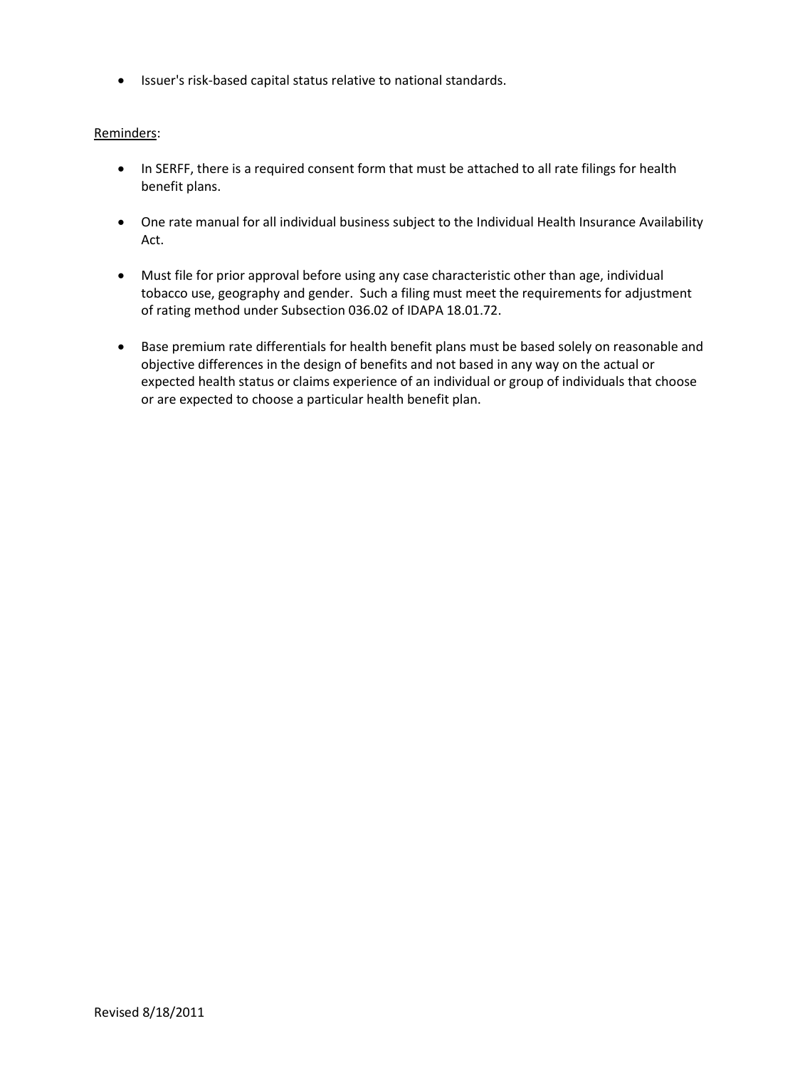- Issuer's risk-based capital status relative to national standards.

Reminders:

- In SERFF, there is a required consent form that must be attached to all rate filings for health benefit plans.
- One rate manual for all individual business subject to the Individual Health Insurance Availability Act.
- Must file for prior approval before using any case characteristic other than age, individual tobacco use, geography and gender. Such a filing must meet the requirements for adjustment of rating method under Subsection 036.02 of IDAPA 18.01.72.
- Base premium rate differentials for health benefit plans must be based solely on reasonable and objective differences in the design of benefits and not based in any way on the actual or expected health status or claims experience of an individual or group of individuals that choose or are expected to choose a particular health benefit plan.

Revised 8/18/2011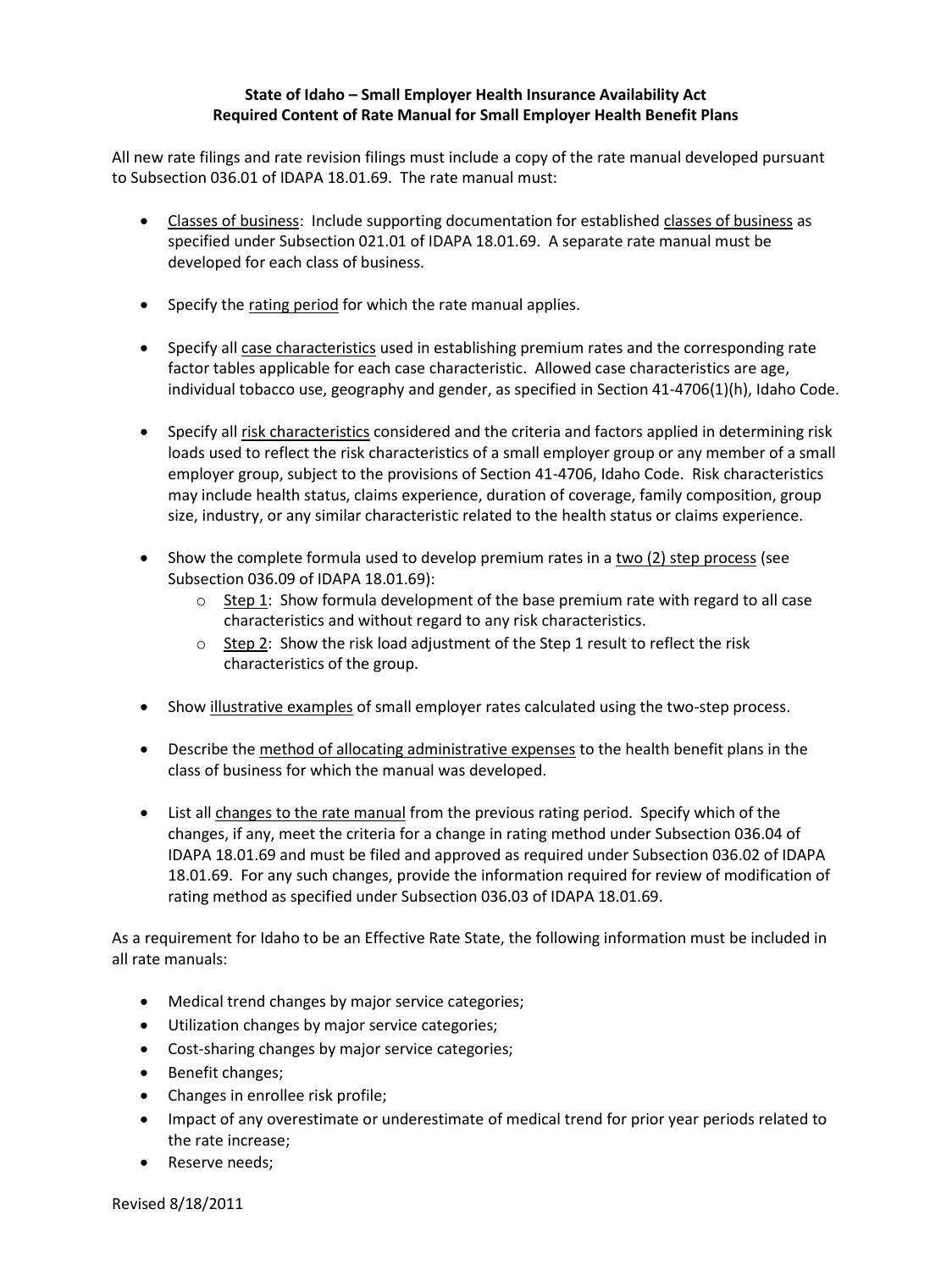**State of Idaho – Small Employer Health Insurance Availability Act**
**Required Content of Rate Manual for Small Employer Health Benefit Plans**

All new rate filings and rate revision filings must include a copy of the rate manual developed pursuant to Subsection 036.01 of IDAPA 18.01.69. The rate manual must:

- Classes of business: Include supporting documentation for established classes of business as specified under Subsection 021.01 of IDAPA 18.01.69. A separate rate manual must be developed for each class of business.
- Specify the rating period for which the rate manual applies.
- Specify all case characteristics used in establishing premium rates and the corresponding rate factor tables applicable for each case characteristic. Allowed case characteristics are age, individual tobacco use, geography and gender, as specified in Section 41-4706(1)(h), Idaho Code.
- Specify all risk characteristics considered and the criteria and factors applied in determining risk loads used to reflect the risk characteristics of a small employer group or any member of a small employer group, subject to the provisions of Section 41-4706, Idaho Code. Risk characteristics may include health status, claims experience, duration of coverage, family composition, group size, industry, or any similar characteristic related to the health status or claims experience.
- Show the complete formula used to develop premium rates in a two (2) step process (see Subsection 036.09 of IDAPA 18.01.69):
    - Step 1: Show formula development of the base premium rate with regard to all case characteristics and without regard to any risk characteristics.
    - Step 2: Show the risk load adjustment of the Step 1 result to reflect the risk characteristics of the group.
- Show illustrative examples of small employer rates calculated using the two-step process.
- Describe the method of allocating administrative expenses to the health benefit plans in the class of business for which the manual was developed.
- List all changes to the rate manual from the previous rating period. Specify which of the changes, if any, meet the criteria for a change in rating method under Subsection 036.04 of IDAPA 18.01.69 and must be filed and approved as required under Subsection 036.02 of IDAPA 18.01.69. For any such changes, provide the information required for review of modification of rating method as specified under Subsection 036.03 of IDAPA 18.01.69.

As a requirement for Idaho to be an Effective Rate State, the following information must be included in all rate manuals:

- Medical trend changes by major service categories;
- Utilization changes by major service categories;
- Cost-sharing changes by major service categories;
- Benefit changes;
- Changes in enrollee risk profile;
- Impact of any overestimate or underestimate of medical trend for prior year periods related to the rate increase;
- Reserve needs;

Revised 8/18/2011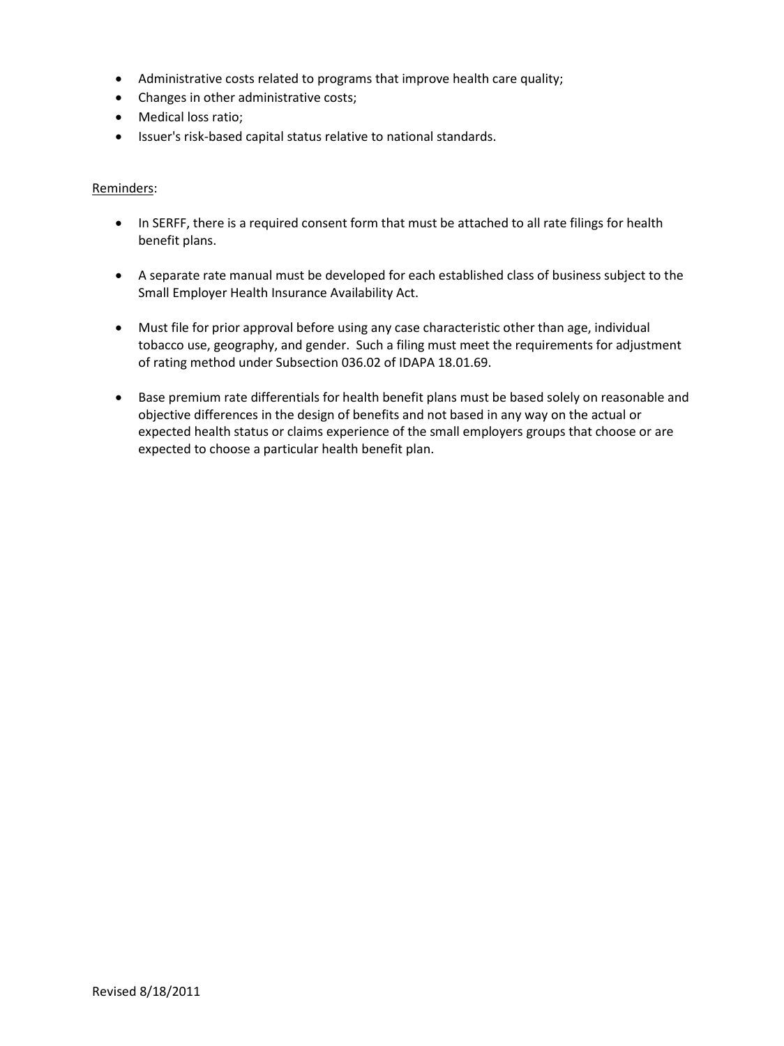- Administrative costs related to programs that improve health care quality;
- Changes in other administrative costs;
- Medical loss ratio;
- Issuer's risk-based capital status relative to national standards.

<u>Reminders</u>:

- In SERFF, there is a required consent form that must be attached to all rate filings for health benefit plans.

- A separate rate manual must be developed for each established class of business subject to the Small Employer Health Insurance Availability Act.

- Must file for prior approval before using any case characteristic other than age, individual tobacco use, geography, and gender. Such a filing must meet the requirements for adjustment of rating method under Subsection 036.02 of IDAPA 18.01.69.

- Base premium rate differentials for health benefit plans must be based solely on reasonable and objective differences in the design of benefits and not based in any way on the actual or expected health status or claims experience of the small employers groups that choose or are expected to choose a particular health benefit plan.

Revised 8/18/2011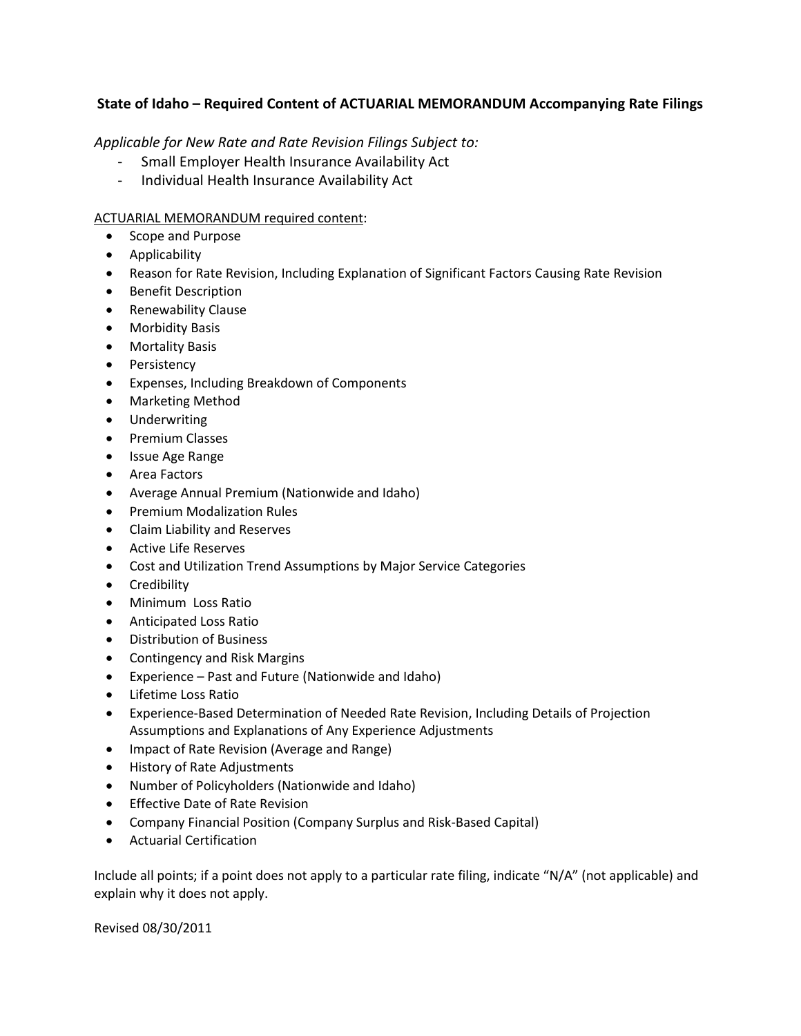## State of Idaho – Required Content of ACTUARIAL MEMORANDUM Accompanying Rate Filings

*Applicable for New Rate and Rate Revision Filings Subject to:*

- Small Employer Health Insurance Availability Act
- Individual Health Insurance Availability Act

ACTUARIAL MEMORANDUM required content:

- Scope and Purpose
- Applicability
- Reason for Rate Revision, Including Explanation of Significant Factors Causing Rate Revision
- Benefit Description
- Renewability Clause
- Morbidity Basis
- Mortality Basis
- Persistency
- Expenses, Including Breakdown of Components
- Marketing Method
- Underwriting
- Premium Classes
- Issue Age Range
- Area Factors
- Average Annual Premium (Nationwide and Idaho)
- Premium Modalization Rules
- Claim Liability and Reserves
- Active Life Reserves
- Cost and Utilization Trend Assumptions by Major Service Categories
- Credibility
- Minimum Loss Ratio
- Anticipated Loss Ratio
- Distribution of Business
- Contingency and Risk Margins
- Experience – Past and Future (Nationwide and Idaho)
- Lifetime Loss Ratio
- Experience-Based Determination of Needed Rate Revision, Including Details of Projection Assumptions and Explanations of Any Experience Adjustments
- Impact of Rate Revision (Average and Range)
- History of Rate Adjustments
- Number of Policyholders (Nationwide and Idaho)
- Effective Date of Rate Revision
- Company Financial Position (Company Surplus and Risk-Based Capital)
- Actuarial Certification

Include all points; if a point does not apply to a particular rate filing, indicate "N/A" (not applicable) and explain why it does not apply.

Revised 08/30/2011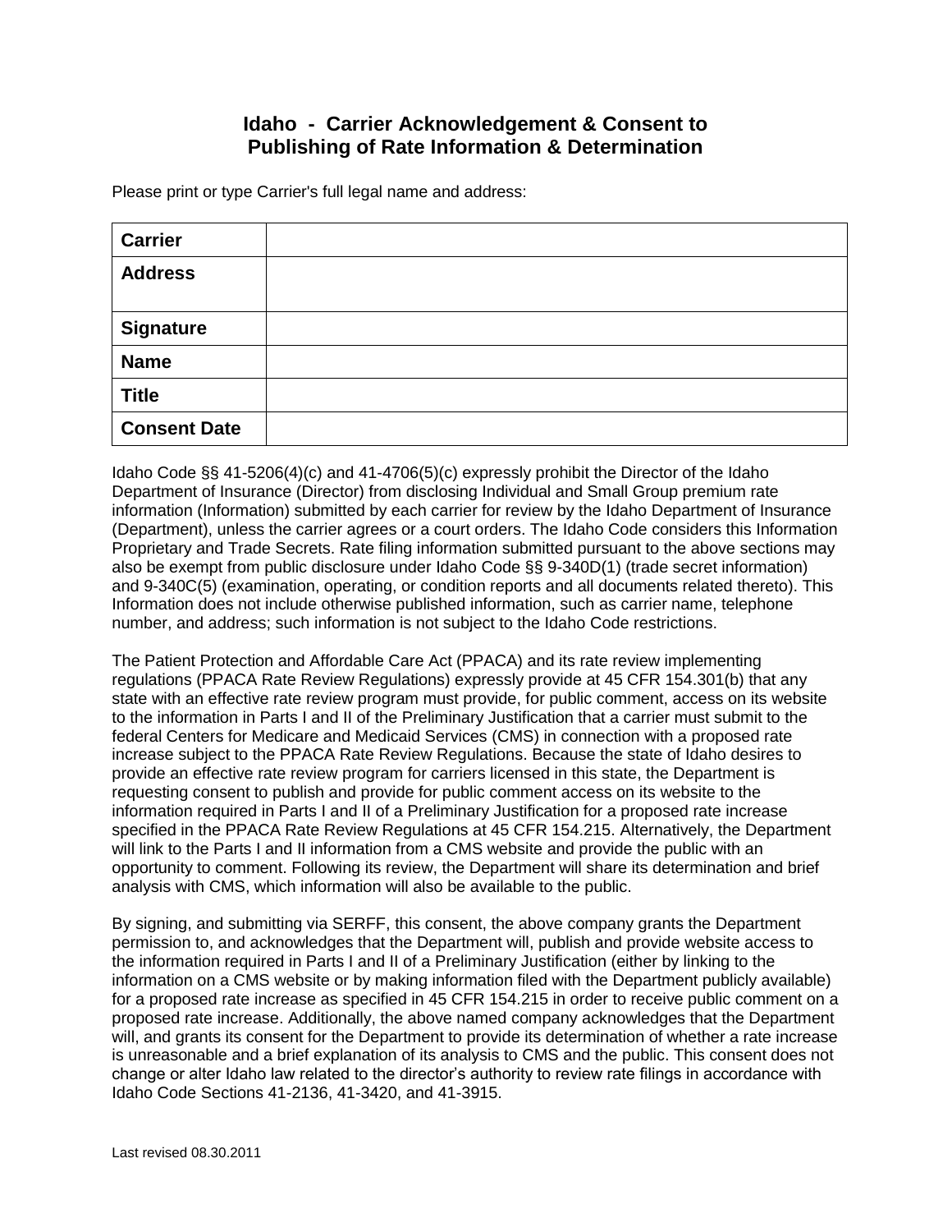## Idaho - Carrier Acknowledgement & Consent to Publishing of Rate Information & Determination

Please print or type Carrier's full legal name and address:

| | |
|---|---|
| **Carrier** | |
| **Address** | |
| **Signature** | |
| **Name** | |
| **Title** | |
| **Consent Date** | |

Idaho Code §§ 41-5206(4)(c) and 41-4706(5)(c) expressly prohibit the Director of the Idaho Department of Insurance (Director) from disclosing Individual and Small Group premium rate information (Information) submitted by each carrier for review by the Idaho Department of Insurance (Department), unless the carrier agrees or a court orders. The Idaho Code considers this Information Proprietary and Trade Secrets. Rate filing information submitted pursuant to the above sections may also be exempt from public disclosure under Idaho Code §§ 9-340D(1) (trade secret information) and 9-340C(5) (examination, operating, or condition reports and all documents related thereto). This Information does not include otherwise published information, such as carrier name, telephone number, and address; such information is not subject to the Idaho Code restrictions.

The Patient Protection and Affordable Care Act (PPACA) and its rate review implementing regulations (PPACA Rate Review Regulations) expressly provide at 45 CFR 154.301(b) that any state with an effective rate review program must provide, for public comment, access on its website to the information in Parts I and II of the Preliminary Justification that a carrier must submit to the federal Centers for Medicare and Medicaid Services (CMS) in connection with a proposed rate increase subject to the PPACA Rate Review Regulations. Because the state of Idaho desires to provide an effective rate review program for carriers licensed in this state, the Department is requesting consent to publish and provide for public comment access on its website to the information required in Parts I and II of a Preliminary Justification for a proposed rate increase specified in the PPACA Rate Review Regulations at 45 CFR 154.215. Alternatively, the Department will link to the Parts I and II information from a CMS website and provide the public with an opportunity to comment. Following its review, the Department will share its determination and brief analysis with CMS, which information will also be available to the public.

By signing, and submitting via SERFF, this consent, the above company grants the Department permission to, and acknowledges that the Department will, publish and provide website access to the information required in Parts I and II of a Preliminary Justification (either by linking to the information on a CMS website or by making information filed with the Department publicly available) for a proposed rate increase as specified in 45 CFR 154.215 in order to receive public comment on a proposed rate increase. Additionally, the above named company acknowledges that the Department will, and grants its consent for the Department to provide its determination of whether a rate increase is unreasonable and a brief explanation of its analysis to CMS and the public. This consent does not change or alter Idaho law related to the director's authority to review rate filings in accordance with Idaho Code Sections 41-2136, 41-3420, and 41-3915.

Last revised 08.30.2011